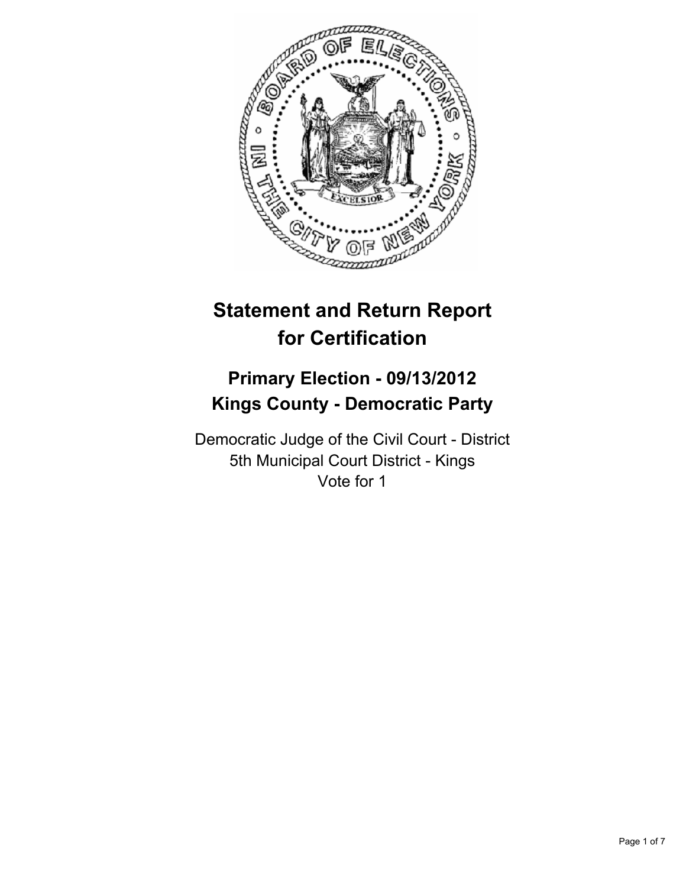# Statement and Return Report for Certification

## Primary Election - 09/13/2012
## Kings County - Democratic Party

Democratic Judge of the Civil Court - District
5th Municipal Court District - Kings
Vote for 1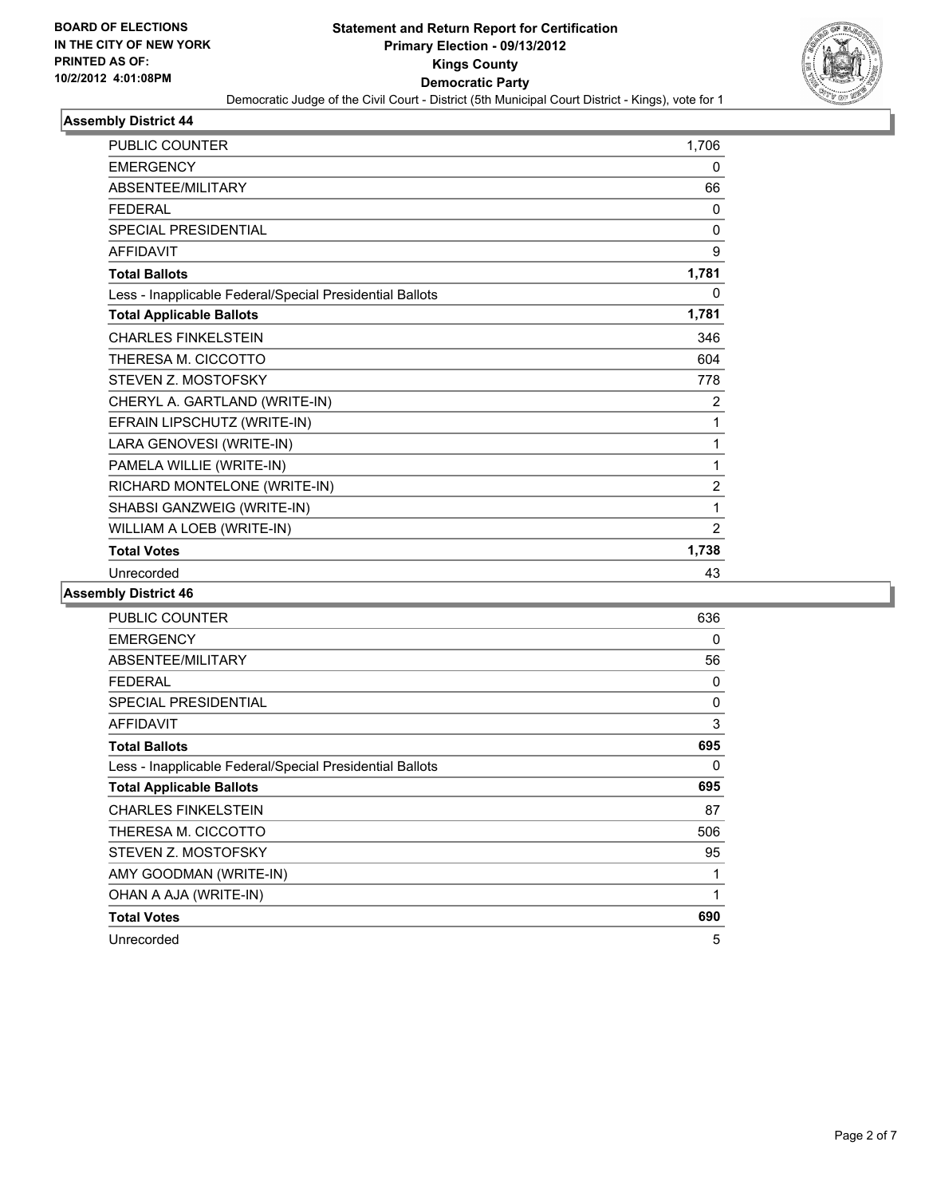BOARD OF ELECTIONS
IN THE CITY OF NEW YORK
PRINTED AS OF:
10/2/2012 4:01:08PM

# Statement and Return Report for Certification
## Primary Election - 09/13/2012
## Kings County
## Democratic Party

Democratic Judge of the Civil Court - District (5th Municipal Court District - Kings), vote for 1

### Assembly District 44

| | |
|---|---|
| PUBLIC COUNTER | 1,706 |
| EMERGENCY | 0 |
| ABSENTEE/MILITARY | 66 |
| FEDERAL | 0 |
| SPECIAL PRESIDENTIAL | 0 |
| AFFIDAVIT | 9 |
| **Total Ballots** | **1,781** |
| Less - Inapplicable Federal/Special Presidential Ballots | 0 |
| **Total Applicable Ballots** | **1,781** |
| CHARLES FINKELSTEIN | 346 |
| THERESA M. CICCOTTO | 604 |
| STEVEN Z. MOSTOFSKY | 778 |
| CHERYL A. GARTLAND (WRITE-IN) | 2 |
| EFRAIN LIPSCHUTZ (WRITE-IN) | 1 |
| LARA GENOVESI (WRITE-IN) | 1 |
| PAMELA WILLIE (WRITE-IN) | 1 |
| RICHARD MONTELONE (WRITE-IN) | 2 |
| SHABSI GANZWEIG (WRITE-IN) | 1 |
| WILLIAM A LOEB (WRITE-IN) | 2 |
| **Total Votes** | **1,738** |
| Unrecorded | 43 |

### Assembly District 46

| | |
|---|---|
| PUBLIC COUNTER | 636 |
| EMERGENCY | 0 |
| ABSENTEE/MILITARY | 56 |
| FEDERAL | 0 |
| SPECIAL PRESIDENTIAL | 0 |
| AFFIDAVIT | 3 |
| **Total Ballots** | **695** |
| Less - Inapplicable Federal/Special Presidential Ballots | 0 |
| **Total Applicable Ballots** | **695** |
| CHARLES FINKELSTEIN | 87 |
| THERESA M. CICCOTTO | 506 |
| STEVEN Z. MOSTOFSKY | 95 |
| AMY GOODMAN (WRITE-IN) | 1 |
| OHAN A AJA (WRITE-IN) | 1 |
| **Total Votes** | **690** |
| Unrecorded | 5 |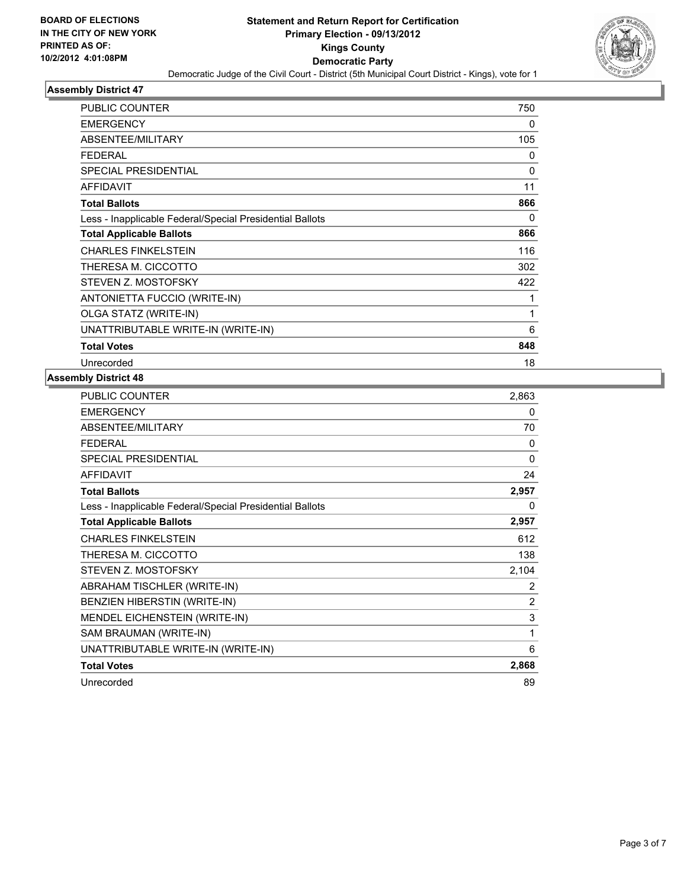**BOARD OF ELECTIONS IN THE CITY OF NEW YORK PRINTED AS OF: 10/2/2012 4:01:08PM**

# Statement and Return Report for Certification
## Primary Election - 09/13/2012
## Kings County
## Democratic Party

Democratic Judge of the Civil Court - District (5th Municipal Court District - Kings), vote for 1

### Assembly District 47

| | |
|---|---|
| PUBLIC COUNTER | 750 |
| EMERGENCY | 0 |
| ABSENTEE/MILITARY | 105 |
| FEDERAL | 0 |
| SPECIAL PRESIDENTIAL | 0 |
| AFFIDAVIT | 11 |
| **Total Ballots** | **866** |
| Less - Inapplicable Federal/Special Presidential Ballots | 0 |
| **Total Applicable Ballots** | **866** |
| CHARLES FINKELSTEIN | 116 |
| THERESA M. CICCOTTO | 302 |
| STEVEN Z. MOSTOFSKY | 422 |
| ANTONIETTA FUCCIO (WRITE-IN) | 1 |
| OLGA STATZ (WRITE-IN) | 1 |
| UNATTRIBUTABLE WRITE-IN (WRITE-IN) | 6 |
| **Total Votes** | **848** |
| Unrecorded | 18 |

### Assembly District 48

| | |
|---|---|
| PUBLIC COUNTER | 2,863 |
| EMERGENCY | 0 |
| ABSENTEE/MILITARY | 70 |
| FEDERAL | 0 |
| SPECIAL PRESIDENTIAL | 0 |
| AFFIDAVIT | 24 |
| **Total Ballots** | **2,957** |
| Less - Inapplicable Federal/Special Presidential Ballots | 0 |
| **Total Applicable Ballots** | **2,957** |
| CHARLES FINKELSTEIN | 612 |
| THERESA M. CICCOTTO | 138 |
| STEVEN Z. MOSTOFSKY | 2,104 |
| ABRAHAM TISCHLER (WRITE-IN) | 2 |
| BENZIEN HIBERSTIN (WRITE-IN) | 2 |
| MENDEL EICHENSTEIN (WRITE-IN) | 3 |
| SAM BRAUMAN (WRITE-IN) | 1 |
| UNATTRIBUTABLE WRITE-IN (WRITE-IN) | 6 |
| **Total Votes** | **2,868** |
| Unrecorded | 89 |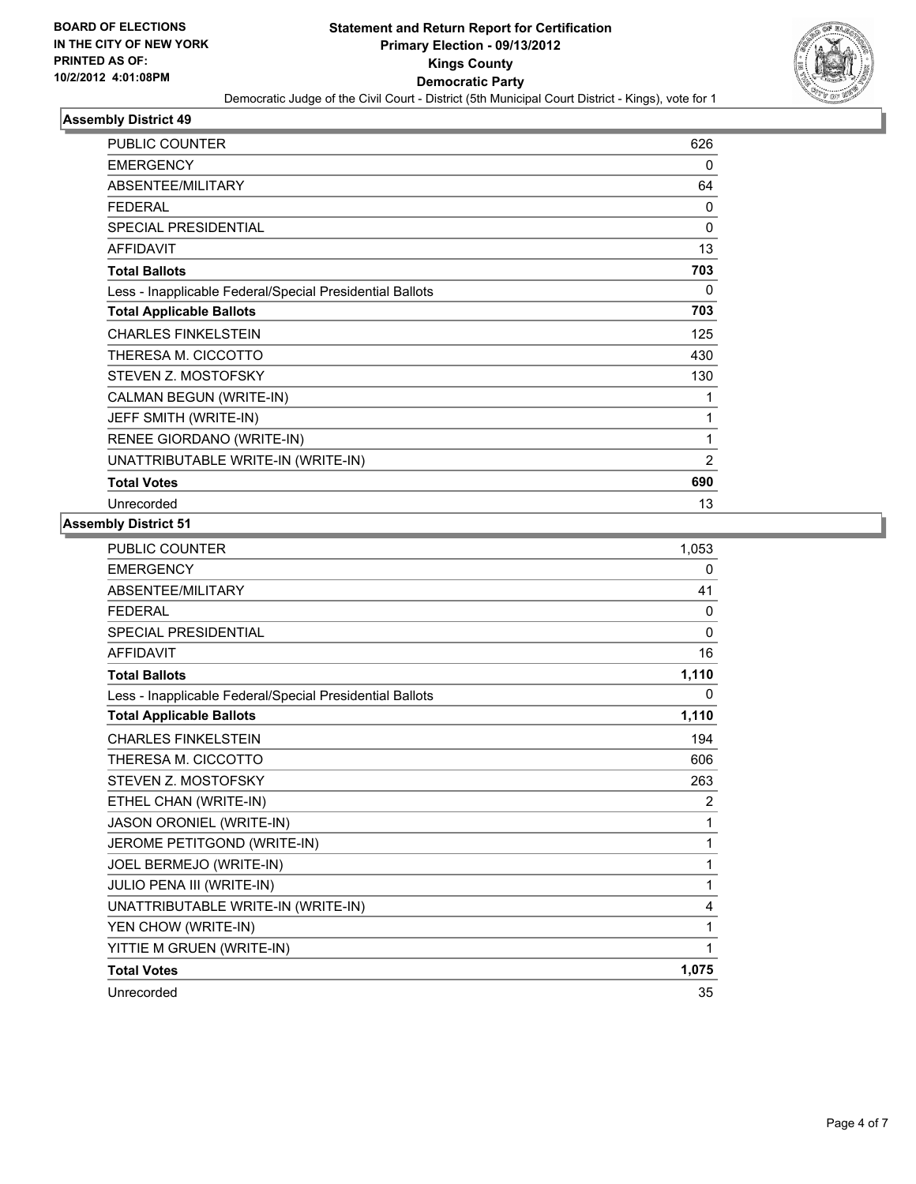BOARD OF ELECTIONS
IN THE CITY OF NEW YORK
PRINTED AS OF:
10/2/2012 4:01:08PM

# Statement and Return Report for Certification
## Primary Election - 09/13/2012
## Kings County
## Democratic Party
Democratic Judge of the Civil Court - District (5th Municipal Court District - Kings), vote for 1

### Assembly District 49

| | |
|---|---|
| PUBLIC COUNTER | 626 |
| EMERGENCY | 0 |
| ABSENTEE/MILITARY | 64 |
| FEDERAL | 0 |
| SPECIAL PRESIDENTIAL | 0 |
| AFFIDAVIT | 13 |
| **Total Ballots** | **703** |
| Less - Inapplicable Federal/Special Presidential Ballots | 0 |
| **Total Applicable Ballots** | **703** |
| CHARLES FINKELSTEIN | 125 |
| THERESA M. CICCOTTO | 430 |
| STEVEN Z. MOSTOFSKY | 130 |
| CALMAN BEGUN (WRITE-IN) | 1 |
| JEFF SMITH (WRITE-IN) | 1 |
| RENEE GIORDANO (WRITE-IN) | 1 |
| UNATTRIBUTABLE WRITE-IN (WRITE-IN) | 2 |
| **Total Votes** | **690** |
| Unrecorded | 13 |

### Assembly District 51

| | |
|---|---|
| PUBLIC COUNTER | 1,053 |
| EMERGENCY | 0 |
| ABSENTEE/MILITARY | 41 |
| FEDERAL | 0 |
| SPECIAL PRESIDENTIAL | 0 |
| AFFIDAVIT | 16 |
| **Total Ballots** | **1,110** |
| Less - Inapplicable Federal/Special Presidential Ballots | 0 |
| **Total Applicable Ballots** | **1,110** |
| CHARLES FINKELSTEIN | 194 |
| THERESA M. CICCOTTO | 606 |
| STEVEN Z. MOSTOFSKY | 263 |
| ETHEL CHAN (WRITE-IN) | 2 |
| JASON ORONIEL (WRITE-IN) | 1 |
| JEROME PETITGOND (WRITE-IN) | 1 |
| JOEL BERMEJO (WRITE-IN) | 1 |
| JULIO PENA III (WRITE-IN) | 1 |
| UNATTRIBUTABLE WRITE-IN (WRITE-IN) | 4 |
| YEN CHOW (WRITE-IN) | 1 |
| YITTIE M GRUEN (WRITE-IN) | 1 |
| **Total Votes** | **1,075** |
| Unrecorded | 35 |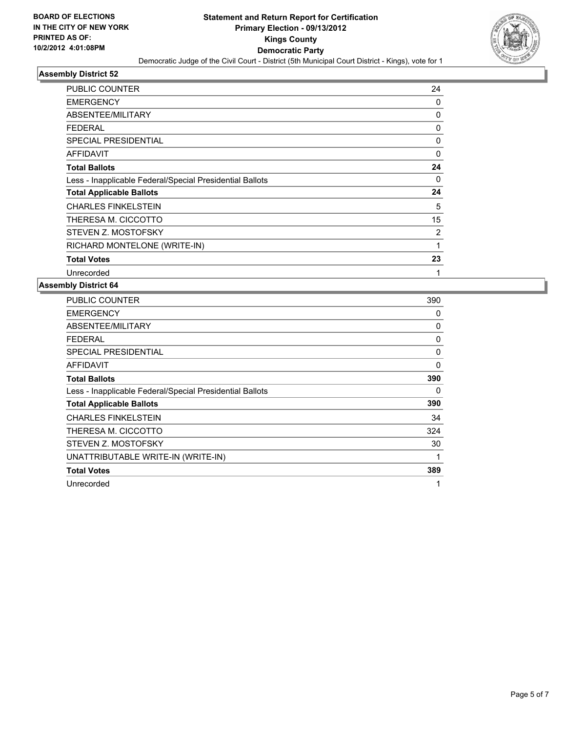**BOARD OF ELECTIONS IN THE CITY OF NEW YORK PRINTED AS OF: 10/2/2012 4:01:08PM**

# Statement and Return Report for Certification
## Primary Election - 09/13/2012
## Kings County
## Democratic Party

Democratic Judge of the Civil Court - District (5th Municipal Court District - Kings), vote for 1

### Assembly District 52

| | |
|---|---|
| PUBLIC COUNTER | 24 |
| EMERGENCY | 0 |
| ABSENTEE/MILITARY | 0 |
| FEDERAL | 0 |
| SPECIAL PRESIDENTIAL | 0 |
| AFFIDAVIT | 0 |
| **Total Ballots** | **24** |
| Less - Inapplicable Federal/Special Presidential Ballots | 0 |
| **Total Applicable Ballots** | **24** |
| CHARLES FINKELSTEIN | 5 |
| THERESA M. CICCOTTO | 15 |
| STEVEN Z. MOSTOFSKY | 2 |
| RICHARD MONTELONE (WRITE-IN) | 1 |
| **Total Votes** | **23** |
| Unrecorded | 1 |

### Assembly District 64

| | |
|---|---|
| PUBLIC COUNTER | 390 |
| EMERGENCY | 0 |
| ABSENTEE/MILITARY | 0 |
| FEDERAL | 0 |
| SPECIAL PRESIDENTIAL | 0 |
| AFFIDAVIT | 0 |
| **Total Ballots** | **390** |
| Less - Inapplicable Federal/Special Presidential Ballots | 0 |
| **Total Applicable Ballots** | **390** |
| CHARLES FINKELSTEIN | 34 |
| THERESA M. CICCOTTO | 324 |
| STEVEN Z. MOSTOFSKY | 30 |
| UNATTRIBUTABLE WRITE-IN (WRITE-IN) | 1 |
| **Total Votes** | **389** |
| Unrecorded | 1 |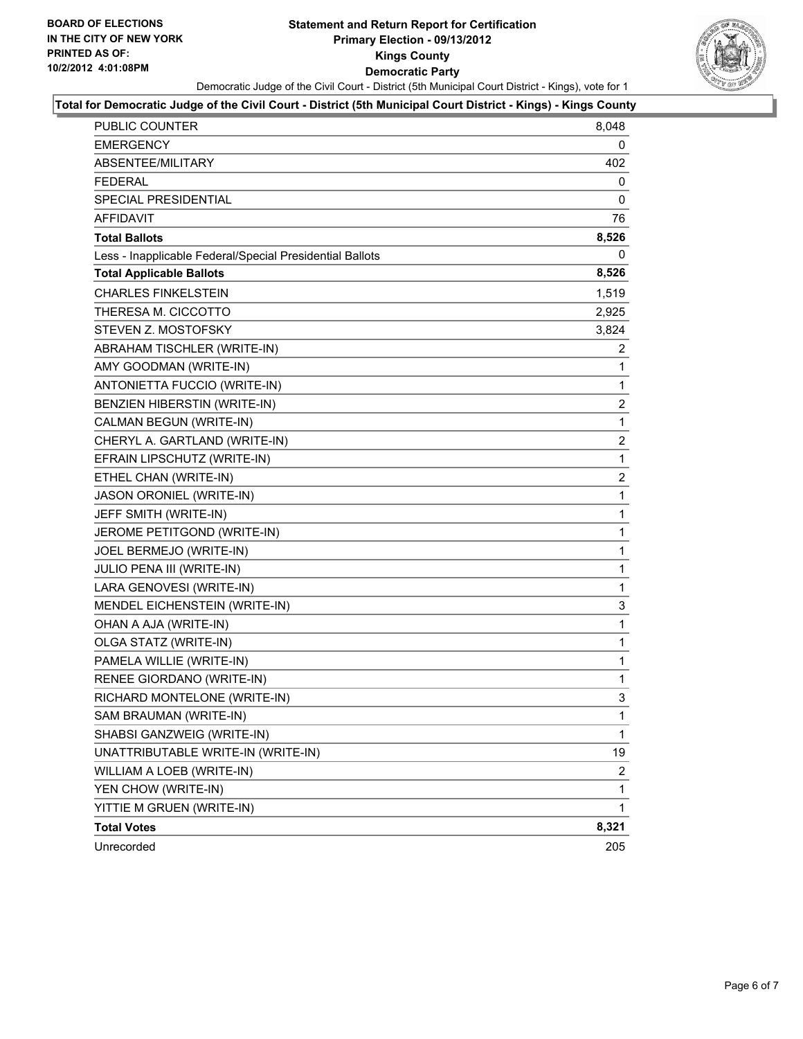**BOARD OF ELECTIONS IN THE CITY OF NEW YORK PRINTED AS OF: 10/2/2012 4:01:08PM**

# Statement and Return Report for Certification
## Primary Election - 09/13/2012
## Kings County
## Democratic Party

Democratic Judge of the Civil Court - District (5th Municipal Court District - Kings), vote for 1

**Total for Democratic Judge of the Civil Court - District (5th Municipal Court District - Kings) - Kings County**

| | |
|---|---|
| PUBLIC COUNTER | 8,048 |
| EMERGENCY | 0 |
| ABSENTEE/MILITARY | 402 |
| FEDERAL | 0 |
| SPECIAL PRESIDENTIAL | 0 |
| AFFIDAVIT | 76 |
| **Total Ballots** | **8,526** |
| Less - Inapplicable Federal/Special Presidential Ballots | 0 |
| **Total Applicable Ballots** | **8,526** |
| CHARLES FINKELSTEIN | 1,519 |
| THERESA M. CICCOTTO | 2,925 |
| STEVEN Z. MOSTOFSKY | 3,824 |
| ABRAHAM TISCHLER (WRITE-IN) | 2 |
| AMY GOODMAN (WRITE-IN) | 1 |
| ANTONIETTA FUCCIO (WRITE-IN) | 1 |
| BENZIEN HIBERSTIN (WRITE-IN) | 2 |
| CALMAN BEGUN (WRITE-IN) | 1 |
| CHERYL A. GARTLAND (WRITE-IN) | 2 |
| EFRAIN LIPSCHUTZ (WRITE-IN) | 1 |
| ETHEL CHAN (WRITE-IN) | 2 |
| JASON ORONIEL (WRITE-IN) | 1 |
| JEFF SMITH (WRITE-IN) | 1 |
| JEROME PETITGOND (WRITE-IN) | 1 |
| JOEL BERMEJO (WRITE-IN) | 1 |
| JULIO PENA III (WRITE-IN) | 1 |
| LARA GENOVESI (WRITE-IN) | 1 |
| MENDEL EICHENSTEIN (WRITE-IN) | 3 |
| OHAN A AJA (WRITE-IN) | 1 |
| OLGA STATZ (WRITE-IN) | 1 |
| PAMELA WILLIE (WRITE-IN) | 1 |
| RENEE GIORDANO (WRITE-IN) | 1 |
| RICHARD MONTELONE (WRITE-IN) | 3 |
| SAM BRAUMAN (WRITE-IN) | 1 |
| SHABSI GANZWEIG (WRITE-IN) | 1 |
| UNATTRIBUTABLE WRITE-IN (WRITE-IN) | 19 |
| WILLIAM A LOEB (WRITE-IN) | 2 |
| YEN CHOW (WRITE-IN) | 1 |
| YITTIE M GRUEN (WRITE-IN) | 1 |
| **Total Votes** | **8,321** |
| Unrecorded | 205 |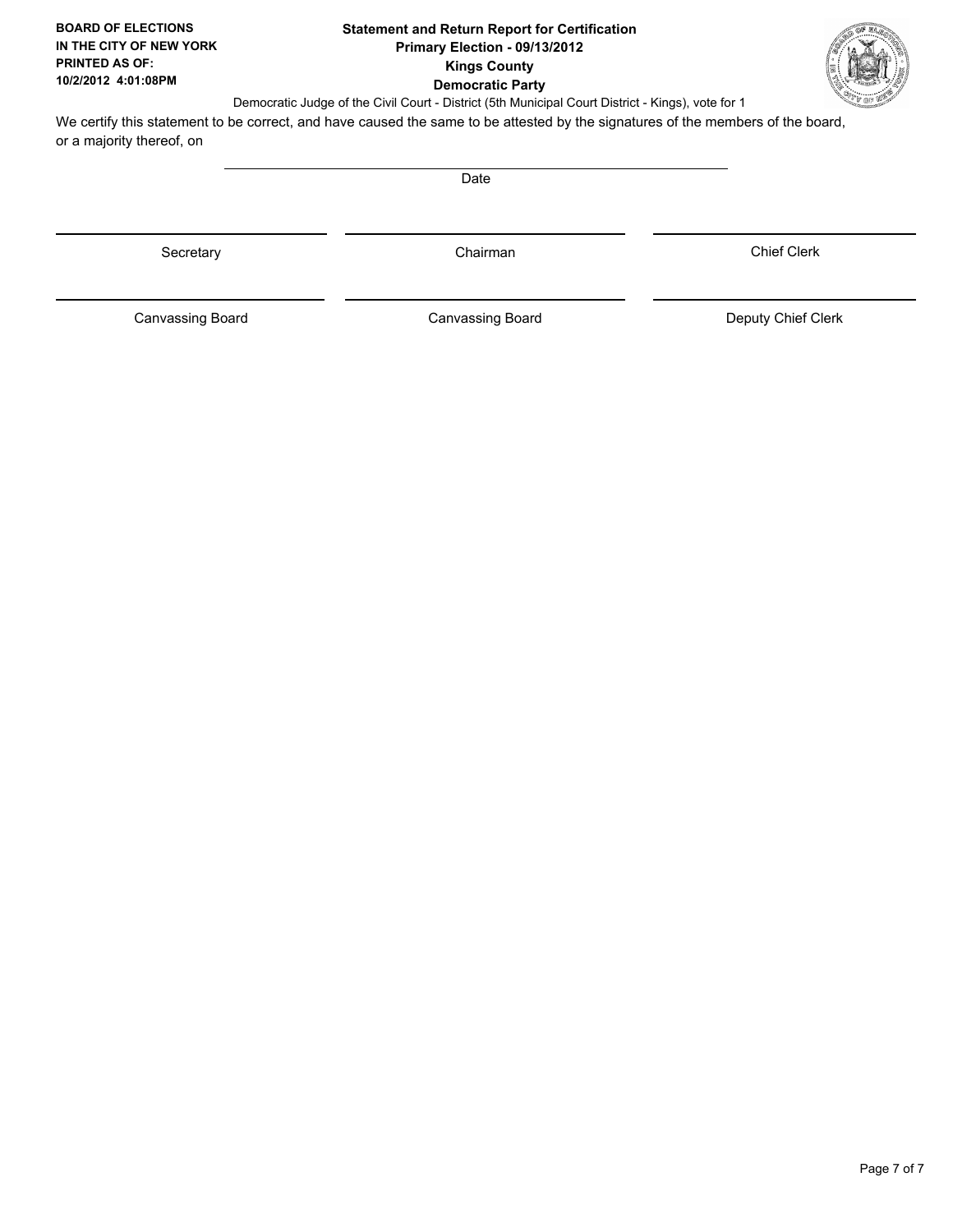**BOARD OF ELECTIONS**
**IN THE CITY OF NEW YORK**
**PRINTED AS OF:**
**10/2/2012 4:01:08PM**

**Statement and Return Report for Certification**
**Primary Election - 09/13/2012**
**Kings County**
**Democratic Party**

Democratic Judge of the Civil Court - District (5th Municipal Court District - Kings), vote for 1

We certify this statement to be correct, and have caused the same to be attested by the signatures of the members of the board, or a majority thereof, on

Date

| | | |
|---|---|---|
| Secretary | Chairman | Chief Clerk |
| Canvassing Board | Canvassing Board | Deputy Chief Clerk |